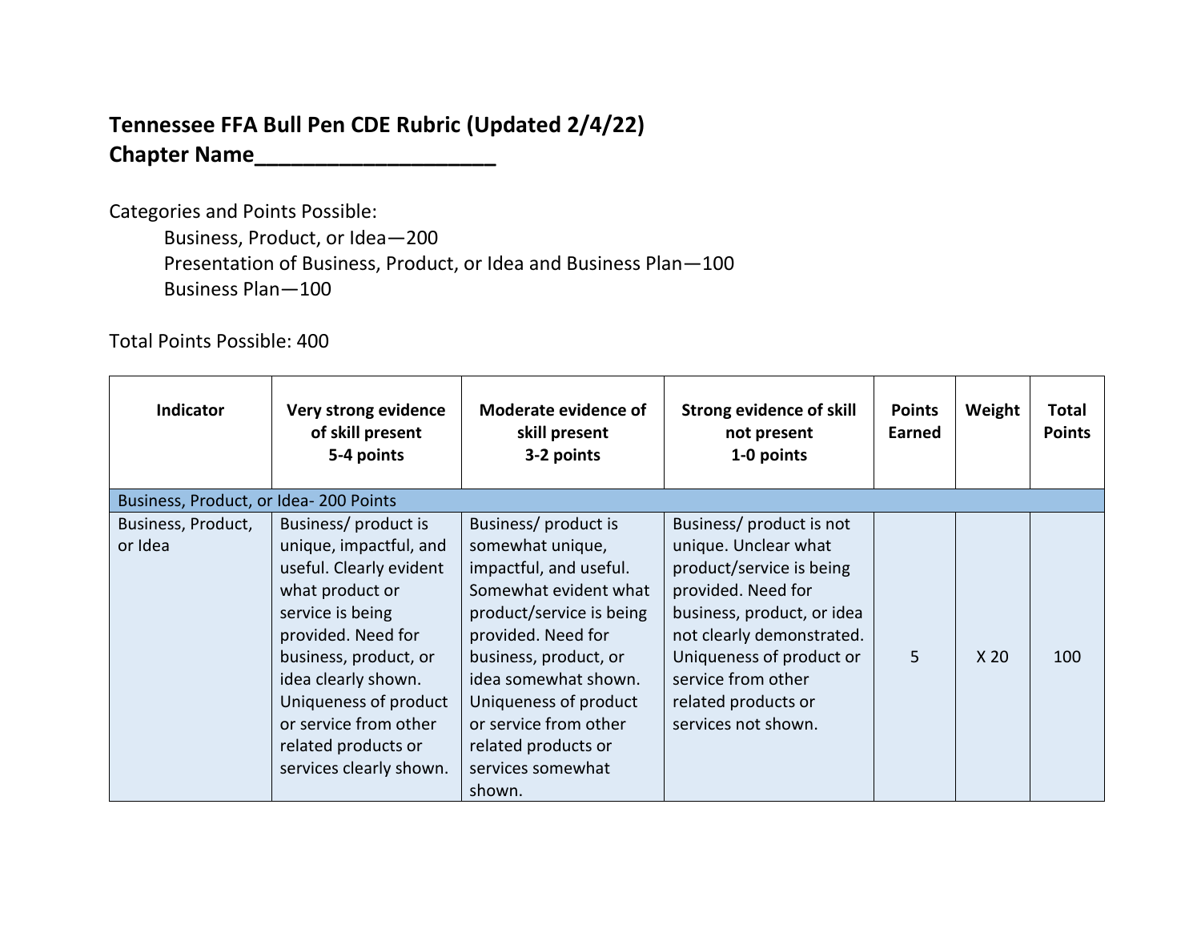**Tennessee FFA Bull Pen CDE Rubric (Updated 2/4/22)**
**Chapter Name____________________**

Categories and Points Possible:

Business, Product, or Idea—200
Presentation of Business, Product, or Idea and Business Plan—100
Business Plan—100

Total Points Possible: 400

| Indicator | Very strong evidence of skill present 5-4 points | Moderate evidence of skill present 3-2 points | Strong evidence of skill not present 1-0 points | Points Earned | Weight | Total Points |
|---|---|---|---|---|---|---|
| Business, Product, or Idea- 200 Points | | | | | | |
| Business, Product, or Idea | Business/ product is unique, impactful, and useful. Clearly evident what product or service is being provided. Need for business, product, or idea clearly shown. Uniqueness of product or service from other related products or services clearly shown. | Business/ product is somewhat unique, impactful, and useful. Somewhat evident what product/service is being provided. Need for business, product, or idea somewhat shown. Uniqueness of product or service from other related products or services somewhat shown. | Business/ product is not unique. Unclear what product/service is being provided. Need for business, product, or idea not clearly demonstrated. Uniqueness of product or service from other related products or services not shown. | 5 | X 20 | 100 |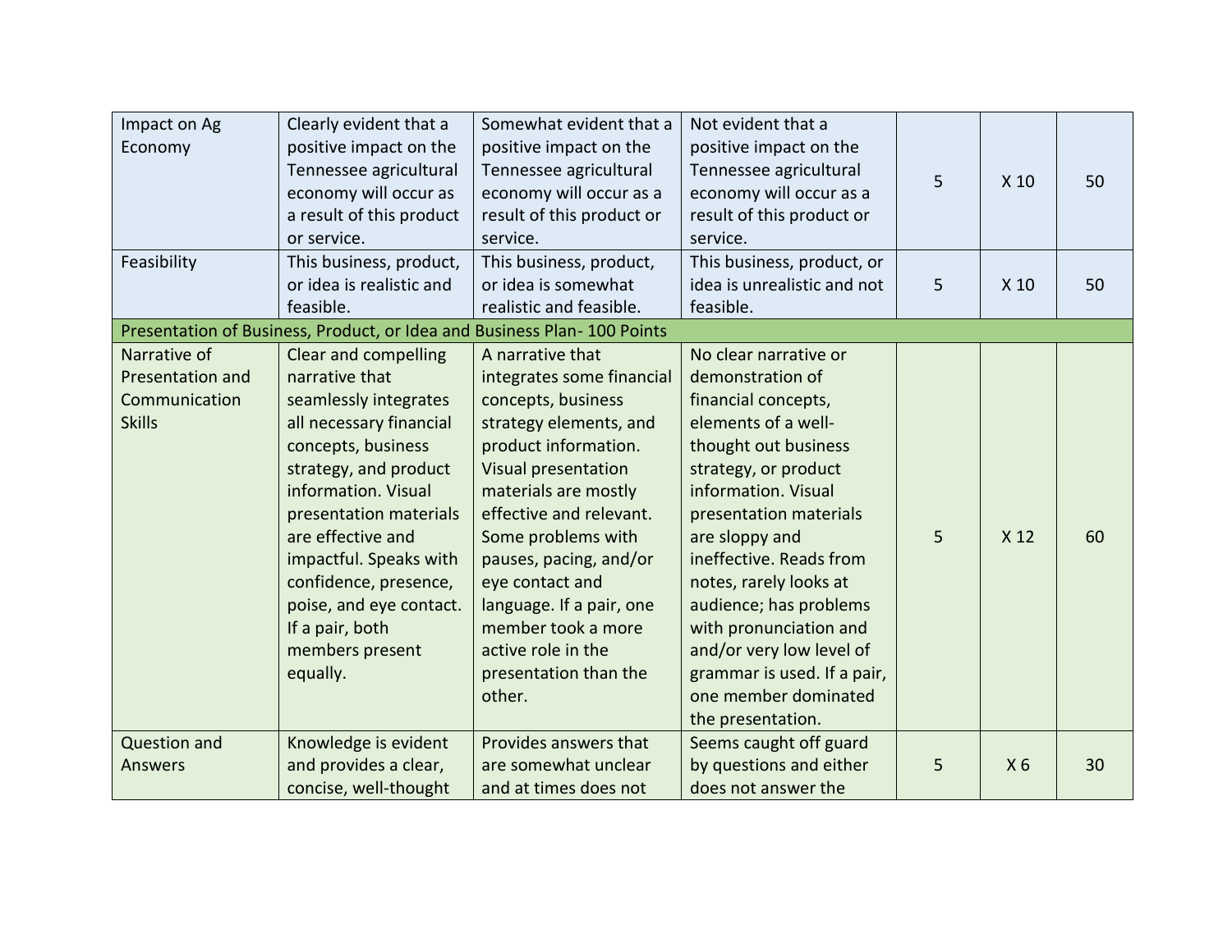| | | | | | | |
|---|---|---|---|---|---|---|
| Impact on Ag Economy | Clearly evident that a positive impact on the Tennessee agricultural economy will occur as a result of this product or service. | Somewhat evident that a positive impact on the Tennessee agricultural economy will occur as a result of this product or service. | Not evident that a positive impact on the Tennessee agricultural economy will occur as a result of this product or service. | 5 | X 10 | 50 |
| Feasibility | This business, product, or idea is realistic and feasible. | This business, product, or idea is somewhat realistic and feasible. | This business, product, or idea is unrealistic and not feasible. | 5 | X 10 | 50 |
| Presentation of Business, Product, or Idea and Business Plan- 100 Points | | | | | | |
| Narrative of Presentation and Communication Skills | Clear and compelling narrative that seamlessly integrates all necessary financial concepts, business strategy, and product information. Visual presentation materials are effective and impactful. Speaks with confidence, presence, poise, and eye contact. If a pair, both members present equally. | A narrative that integrates some financial concepts, business strategy elements, and product information. Visual presentation materials are mostly effective and relevant. Some problems with pauses, pacing, and/or eye contact and language. If a pair, one member took a more active role in the presentation than the other. | No clear narrative or demonstration of financial concepts, elements of a well-thought out business strategy, or product information. Visual presentation materials are sloppy and ineffective. Reads from notes, rarely looks at audience; has problems with pronunciation and and/or very low level of grammar is used. If a pair, one member dominated the presentation. | 5 | X 12 | 60 |
| Question and Answers | Knowledge is evident and provides a clear, concise, well-thought | Provides answers that are somewhat unclear and at times does not | Seems caught off guard by questions and either does not answer the | 5 | X 6 | 30 |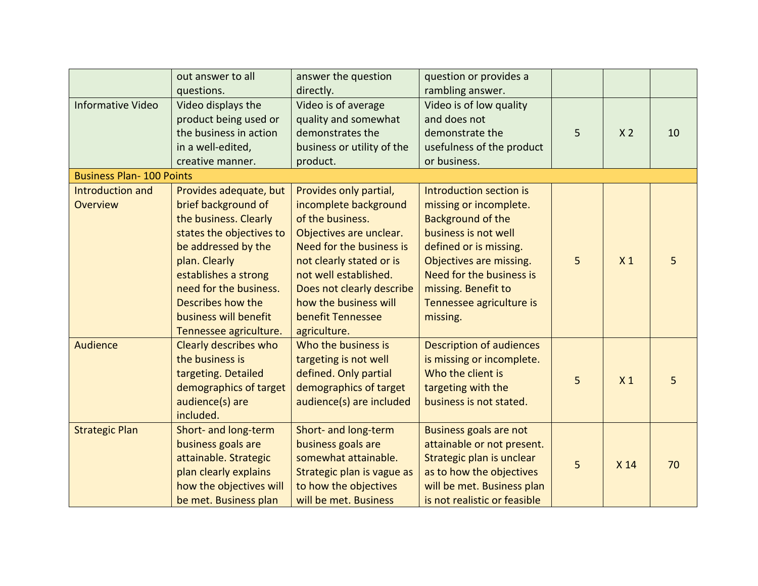| | | | | | | |
|---|---|---|---|---|---|---|
| | out answer to all questions. | answer the question directly. | question or provides a rambling answer. | | | |
| Informative Video | Video displays the product being used or the business in action in a well-edited, creative manner. | Video is of average quality and somewhat demonstrates the business or utility of the product. | Video is of low quality and does not demonstrate the usefulness of the product or business. | 5 | X 2 | 10 |
| Business Plan- 100 Points | | | | | | |
| Introduction and Overview | Provides adequate, but brief background of the business. Clearly states the objectives to be addressed by the plan. Clearly establishes a strong need for the business. Describes how the business will benefit Tennessee agriculture. | Provides only partial, incomplete background of the business. Objectives are unclear. Need for the business is not clearly stated or is not well established. Does not clearly describe how the business will benefit Tennessee agriculture. | Introduction section is missing or incomplete. Background of the business is not well defined or is missing. Objectives are missing. Need for the business is missing. Benefit to Tennessee agriculture is missing. | 5 | X 1 | 5 |
| Audience | Clearly describes who the business is targeting. Detailed demographics of target audience(s) are included. | Who the business is targeting is not well defined. Only partial demographics of target audience(s) are included | Description of audiences is missing or incomplete. Who the client is targeting with the business is not stated. | 5 | X 1 | 5 |
| Strategic Plan | Short- and long-term business goals are attainable. Strategic plan clearly explains how the objectives will be met. Business plan | Short- and long-term business goals are somewhat attainable. Strategic plan is vague as to how the objectives will be met. Business | Business goals are not attainable or not present. Strategic plan is unclear as to how the objectives will be met. Business plan is not realistic or feasible | 5 | X 14 | 70 |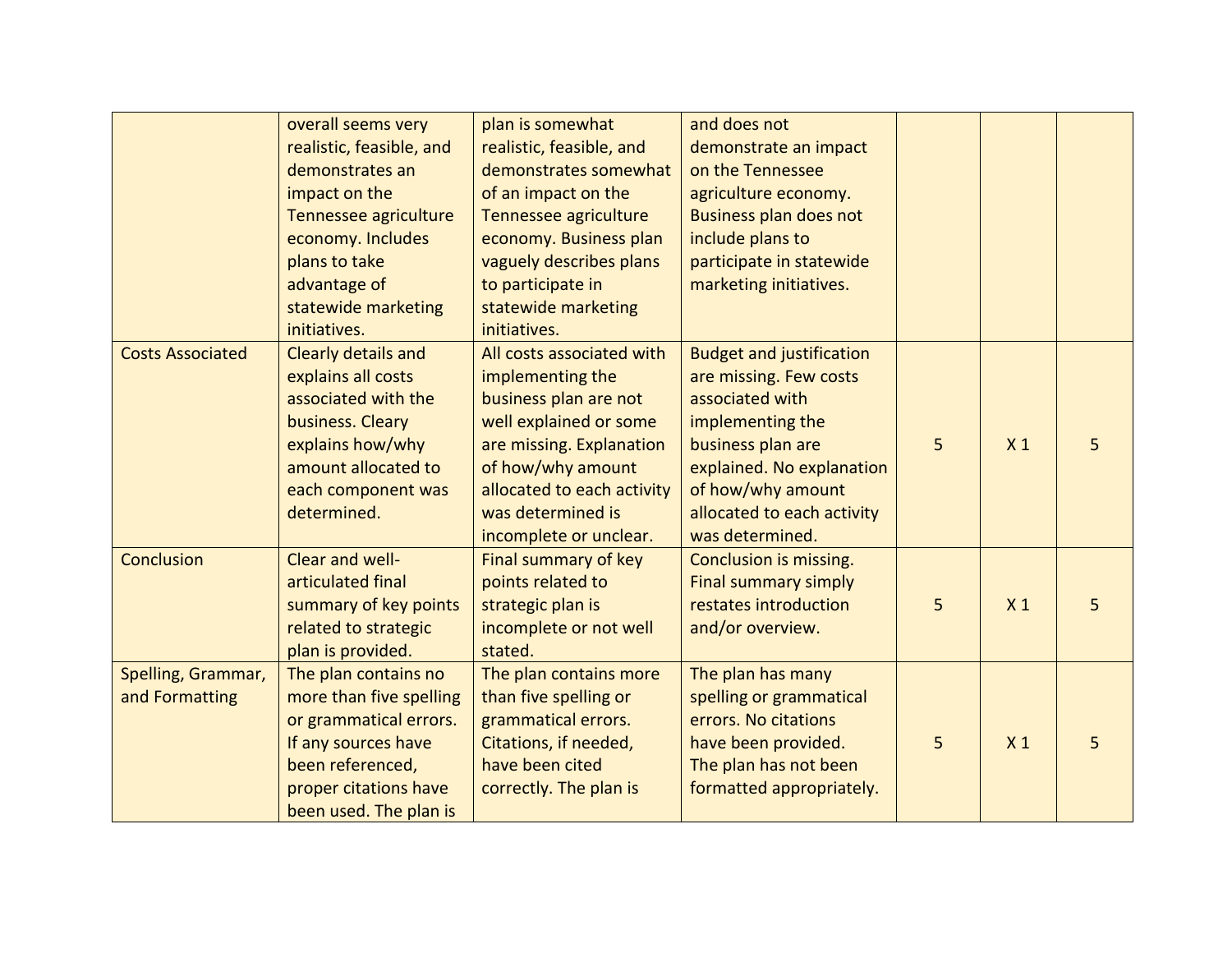|  |  |  |  |  |  |  |
|---|---|---|---|---|---|---|
|  | overall seems very realistic, feasible, and demonstrates an impact on the Tennessee agriculture economy. Includes plans to take advantage of statewide marketing initiatives. | plan is somewhat realistic, feasible, and demonstrates somewhat of an impact on the Tennessee agriculture economy. Business plan vaguely describes plans to participate in statewide marketing initiatives. | and does not demonstrate an impact on the Tennessee agriculture economy. Business plan does not include plans to participate in statewide marketing initiatives. |  |  |  |
| Costs Associated | Clearly details and explains all costs associated with the business. Cleary explains how/why amount allocated to each component was determined. | All costs associated with implementing the business plan are not well explained or some are missing. Explanation of how/why amount allocated to each activity was determined is incomplete or unclear. | Budget and justification are missing. Few costs associated with implementing the business plan are explained. No explanation of how/why amount allocated to each activity was determined. | 5 | X 1 | 5 |
| Conclusion | Clear and well-articulated final summary of key points related to strategic plan is provided. | Final summary of key points related to strategic plan is incomplete or not well stated. | Conclusion is missing. Final summary simply restates introduction and/or overview. | 5 | X 1 | 5 |
| Spelling, Grammar, and Formatting | The plan contains no more than five spelling or grammatical errors. If any sources have been referenced, proper citations have been used. The plan is | The plan contains more than five spelling or grammatical errors. Citations, if needed, have been cited correctly. The plan is | The plan has many spelling or grammatical errors. No citations have been provided. The plan has not been formatted appropriately. | 5 | X 1 | 5 |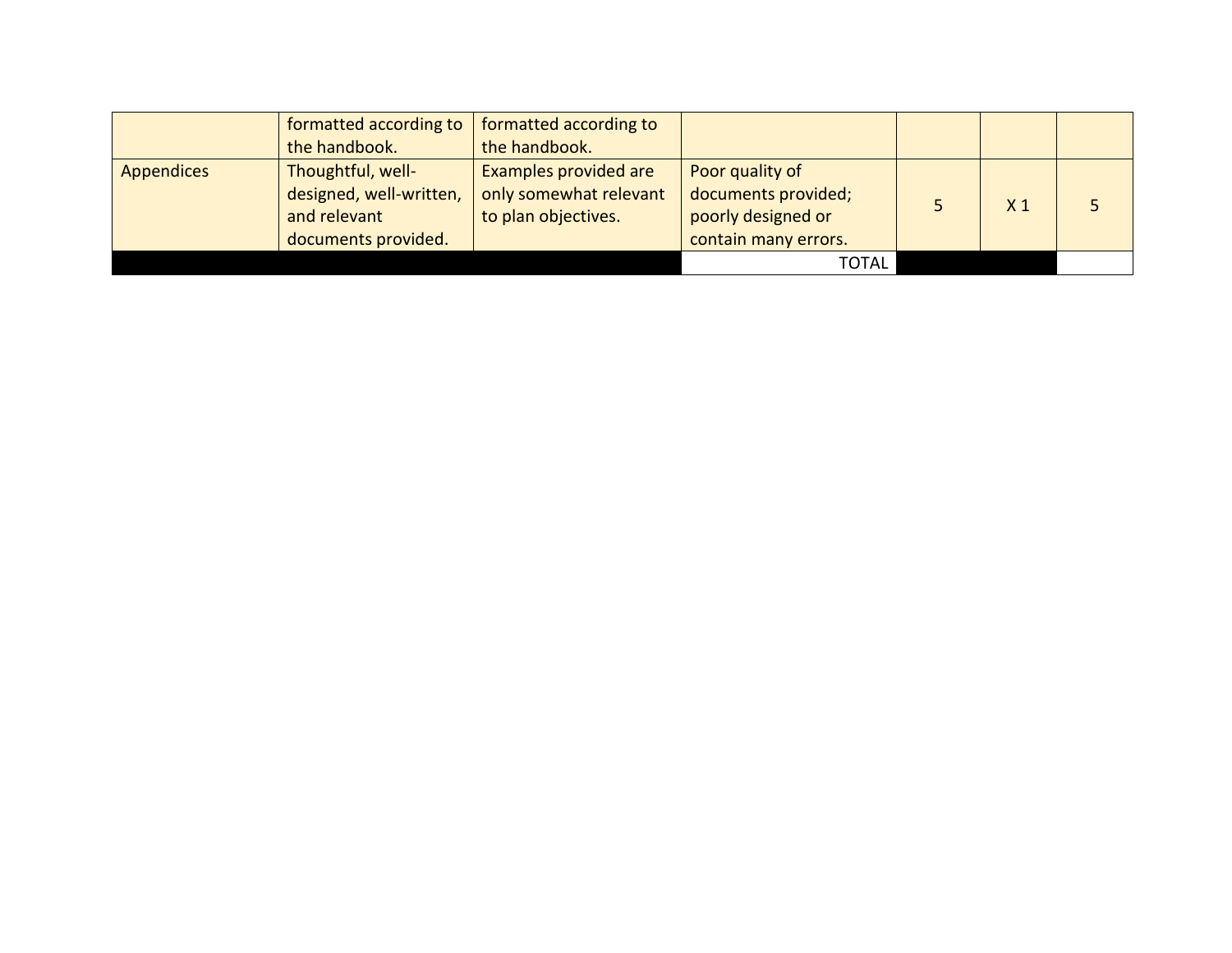| | | | | | | |
|---|---|---|---|---|---|---|
| | formatted according to the handbook. | formatted according to the handbook. | | | | |
| Appendices | Thoughtful, well-designed, well-written, and relevant documents provided. | Examples provided are only somewhat relevant to plan objectives. | Poor quality of documents provided; poorly designed or contain many errors. | 5 | X 1 | 5 |
| | | | TOTAL | | | |